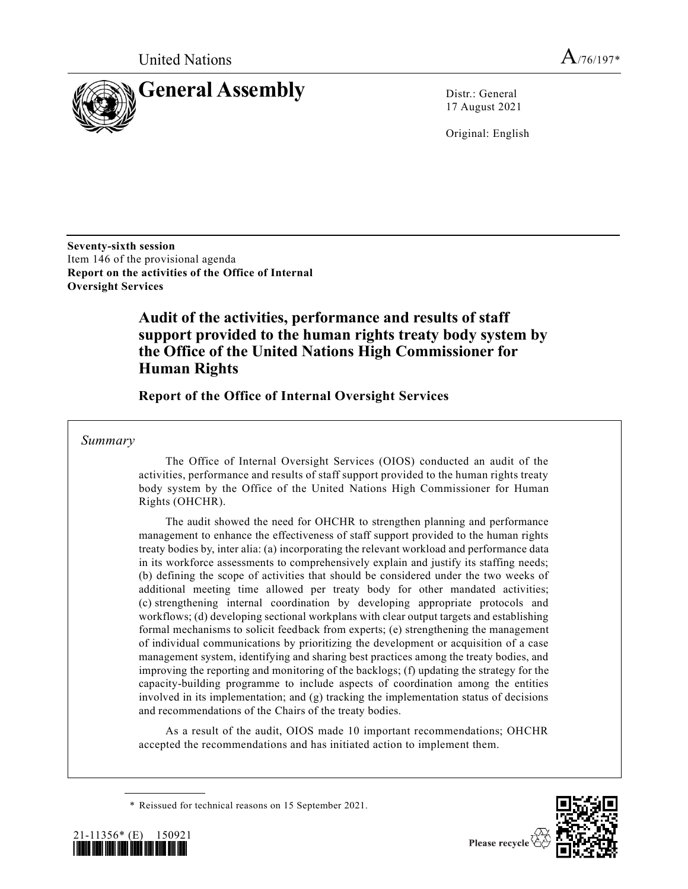United Nations

A/76/197*

# General Assembly

Distr.: General
17 August 2021

Original: English

**Seventy-sixth session**
Item 146 of the provisional agenda
**Report on the activities of the Office of Internal Oversight Services**

## Audit of the activities, performance and results of staff support provided to the human rights treaty body system by the Office of the United Nations High Commissioner for Human Rights

### Report of the Office of Internal Oversight Services

*Summary*

The Office of Internal Oversight Services (OIOS) conducted an audit of the activities, performance and results of staff support provided to the human rights treaty body system by the Office of the United Nations High Commissioner for Human Rights (OHCHR).

The audit showed the need for OHCHR to strengthen planning and performance management to enhance the effectiveness of staff support provided to the human rights treaty bodies by, inter alia: (a) incorporating the relevant workload and performance data in its workforce assessments to comprehensively explain and justify its staffing needs; (b) defining the scope of activities that should be considered under the two weeks of additional meeting time allowed per treaty body for other mandated activities; (c) strengthening internal coordination by developing appropriate protocols and workflows; (d) developing sectional workplans with clear output targets and establishing formal mechanisms to solicit feedback from experts; (e) strengthening the management of individual communications by prioritizing the development or acquisition of a case management system, identifying and sharing best practices among the treaty bodies, and improving the reporting and monitoring of the backlogs; (f) updating the strategy for the capacity-building programme to include aspects of coordination among the entities involved in its implementation; and (g) tracking the implementation status of decisions and recommendations of the Chairs of the treaty bodies.

As a result of the audit, OIOS made 10 important recommendations; OHCHR accepted the recommendations and has initiated action to implement them.

\* Reissued for technical reasons on 15 September 2021.

21-11356* (E) 150921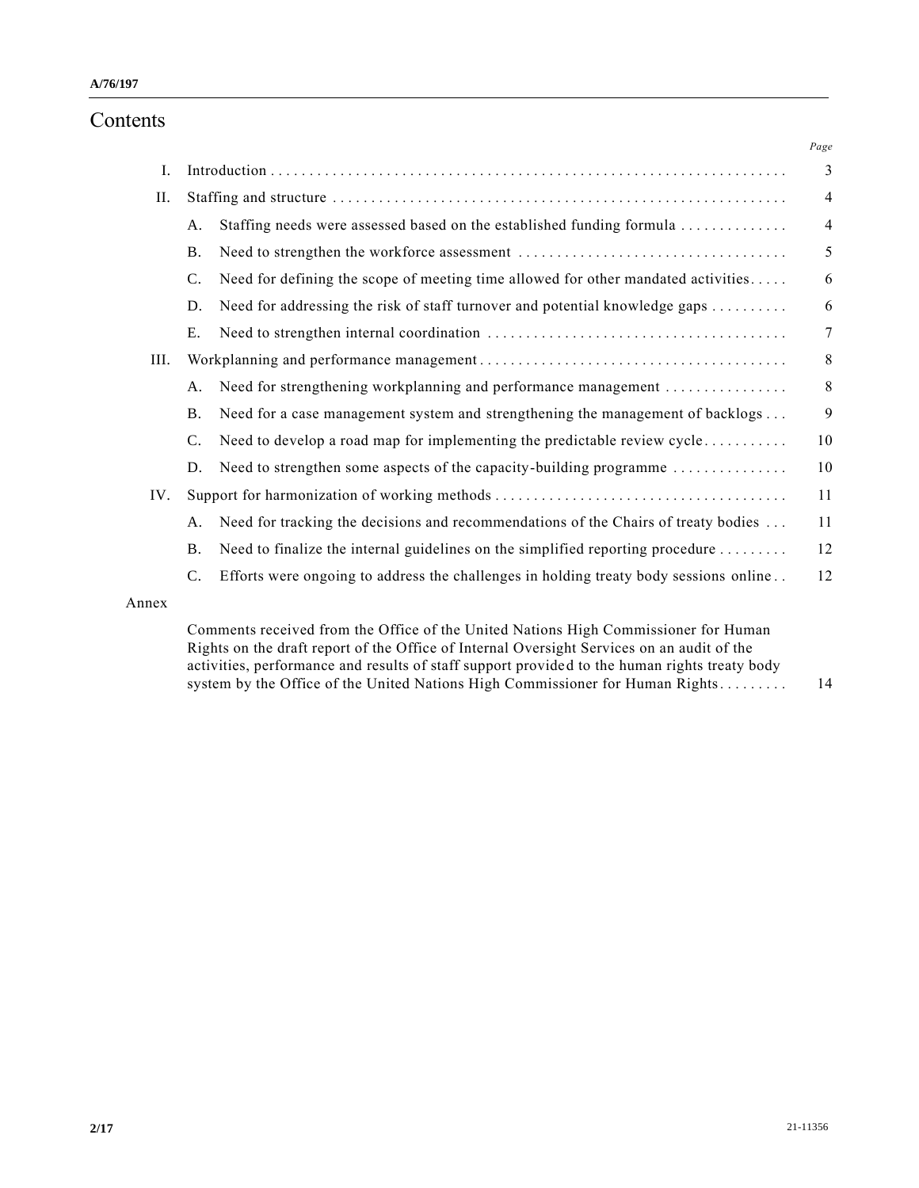# Contents

| | | Page |
|---|---|---|
| I. | Introduction | 3 |
| II. | Staffing and structure | 4 |
| | A. Staffing needs were assessed based on the established funding formula | 4 |
| | B. Need to strengthen the workforce assessment | 5 |
| | C. Need for defining the scope of meeting time allowed for other mandated activities | 6 |
| | D. Need for addressing the risk of staff turnover and potential knowledge gaps | 6 |
| | E. Need to strengthen internal coordination | 7 |
| III. | Workplanning and performance management | 8 |
| | A. Need for strengthening workplanning and performance management | 8 |
| | B. Need for a case management system and strengthening the management of backlogs | 9 |
| | C. Need to develop a road map for implementing the predictable review cycle | 10 |
| | D. Need to strengthen some aspects of the capacity-building programme | 10 |
| IV. | Support for harmonization of working methods | 11 |
| | A. Need for tracking the decisions and recommendations of the Chairs of treaty bodies | 11 |
| | B. Need to finalize the internal guidelines on the simplified reporting procedure | 12 |
| | C. Efforts were ongoing to address the challenges in holding treaty body sessions online | 12 |
| Annex | | |
| | Comments received from the Office of the United Nations High Commissioner for Human Rights on the draft report of the Office of Internal Oversight Services on an audit of the activities, performance and results of staff support provided to the human rights treaty body system by the Office of the United Nations High Commissioner for Human Rights | 14 |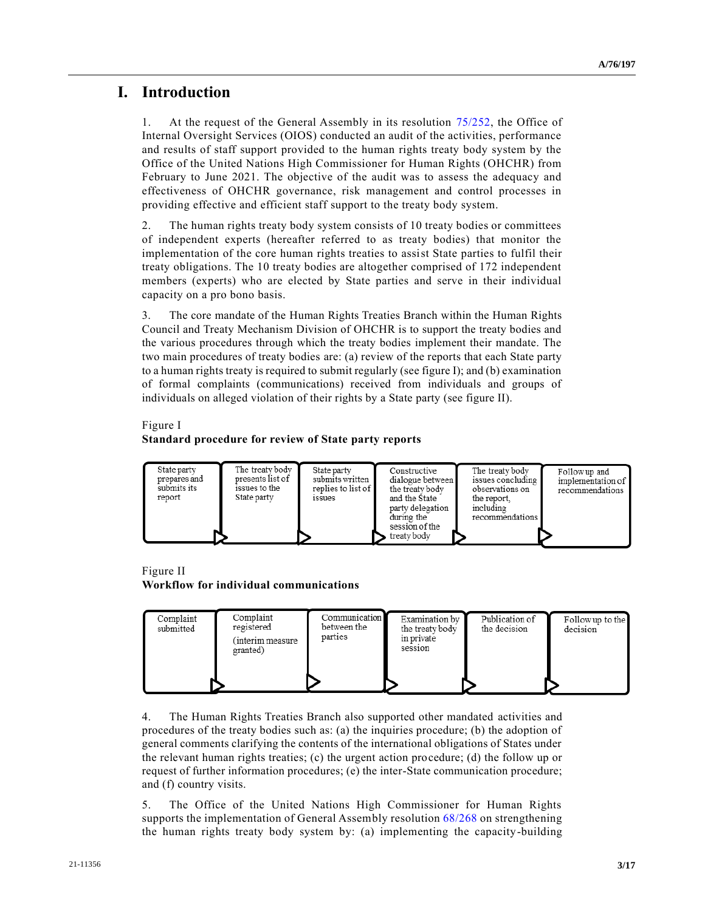# I. Introduction

1. At the request of the General Assembly in its resolution 75/252, the Office of Internal Oversight Services (OIOS) conducted an audit of the activities, performance and results of staff support provided to the human rights treaty body system by the Office of the United Nations High Commissioner for Human Rights (OHCHR) from February to June 2021. The objective of the audit was to assess the adequacy and effectiveness of OHCHR governance, risk management and control processes in providing effective and efficient staff support to the treaty body system.

2. The human rights treaty body system consists of 10 treaty bodies or committees of independent experts (hereafter referred to as treaty bodies) that monitor the implementation of the core human rights treaties to assist State parties to fulfil their treaty obligations. The 10 treaty bodies are altogether comprised of 172 independent members (experts) who are elected by State parties and serve in their individual capacity on a pro bono basis.

3. The core mandate of the Human Rights Treaties Branch within the Human Rights Council and Treaty Mechanism Division of OHCHR is to support the treaty bodies and the various procedures through which the treaty bodies implement their mandate. The two main procedures of treaty bodies are: (a) review of the reports that each State party to a human rights treaty is required to submit regularly (see figure I); and (b) examination of formal complaints (communications) received from individuals and groups of individuals on alleged violation of their rights by a State party (see figure II).

Figure I
**Standard procedure for review of State party reports**

| | | | | | |
|---|---|---|---|---|---|
| State party prepares and submits its report | The treaty body presents list of issues to the State party | State party submits written replies to list of issues | Constructive dialogue between the treaty body and the State party delegation during the session of the treaty body | The treaty body issues concluding observations on the report, including recommendations | Follow up and implementation of recommendations |

Figure II
**Workflow for individual communications**

| | | | | | |
|---|---|---|---|---|---|
| Complaint submitted | Complaint registered (interim measure granted) | Communication between the parties | Examination by the treaty body in private session | Publication of the decision | Follow up to the decision |

4. The Human Rights Treaties Branch also supported other mandated activities and procedures of the treaty bodies such as: (a) the inquiries procedure; (b) the adoption of general comments clarifying the contents of the international obligations of States under the relevant human rights treaties; (c) the urgent action procedure; (d) the follow up or request of further information procedures; (e) the inter-State communication procedure; and (f) country visits.

5. The Office of the United Nations High Commissioner for Human Rights supports the implementation of General Assembly resolution 68/268 on strengthening the human rights treaty body system by: (a) implementing the capacity-building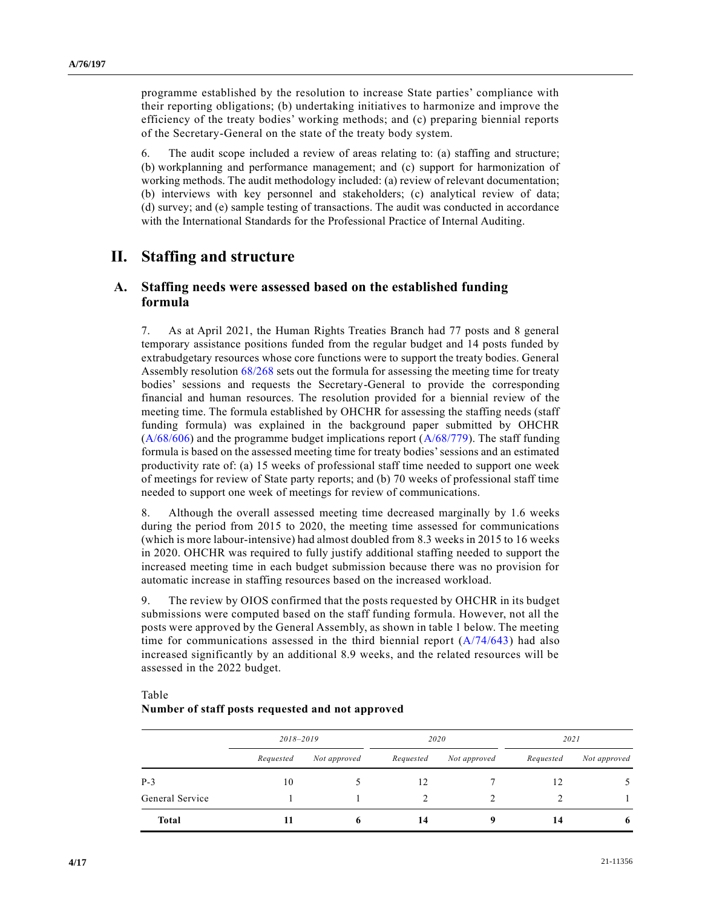programme established by the resolution to increase State parties' compliance with their reporting obligations; (b) undertaking initiatives to harmonize and improve the efficiency of the treaty bodies' working methods; and (c) preparing biennial reports of the Secretary-General on the state of the treaty body system.

6. The audit scope included a review of areas relating to: (a) staffing and structure; (b) workplanning and performance management; and (c) support for harmonization of working methods. The audit methodology included: (a) review of relevant documentation; (b) interviews with key personnel and stakeholders; (c) analytical review of data; (d) survey; and (e) sample testing of transactions. The audit was conducted in accordance with the International Standards for the Professional Practice of Internal Auditing.

# II. Staffing and structure

## A. Staffing needs were assessed based on the established funding formula

7. As at April 2021, the Human Rights Treaties Branch had 77 posts and 8 general temporary assistance positions funded from the regular budget and 14 posts funded by extrabudgetary resources whose core functions were to support the treaty bodies. General Assembly resolution 68/268 sets out the formula for assessing the meeting time for treaty bodies' sessions and requests the Secretary-General to provide the corresponding financial and human resources. The resolution provided for a biennial review of the meeting time. The formula established by OHCHR for assessing the staffing needs (staff funding formula) was explained in the background paper submitted by OHCHR (A/68/606) and the programme budget implications report (A/68/779). The staff funding formula is based on the assessed meeting time for treaty bodies' sessions and an estimated productivity rate of: (a) 15 weeks of professional staff time needed to support one week of meetings for review of State party reports; and (b) 70 weeks of professional staff time needed to support one week of meetings for review of communications.

8. Although the overall assessed meeting time decreased marginally by 1.6 weeks during the period from 2015 to 2020, the meeting time assessed for communications (which is more labour-intensive) had almost doubled from 8.3 weeks in 2015 to 16 weeks in 2020. OHCHR was required to fully justify additional staffing needed to support the increased meeting time in each budget submission because there was no provision for automatic increase in staffing resources based on the increased workload.

9. The review by OIOS confirmed that the posts requested by OHCHR in its budget submissions were computed based on the staff funding formula. However, not all the posts were approved by the General Assembly, as shown in table 1 below. The meeting time for communications assessed in the third biennial report (A/74/643) had also increased significantly by an additional 8.9 weeks, and the related resources will be assessed in the 2022 budget.

Table
**Number of staff posts requested and not approved**

| | *2018–2019* | | *2020* | | *2021* | |
|---|---|---|---|---|---|---|
| | *Requested* | *Not approved* | *Requested* | *Not approved* | *Requested* | *Not approved* |
| P-3 | 10 | 5 | 12 | 7 | 12 | 5 |
| General Service | 1 | 1 | 2 | 2 | 2 | 1 |
| **Total** | **11** | **6** | **14** | **9** | **14** | **6** |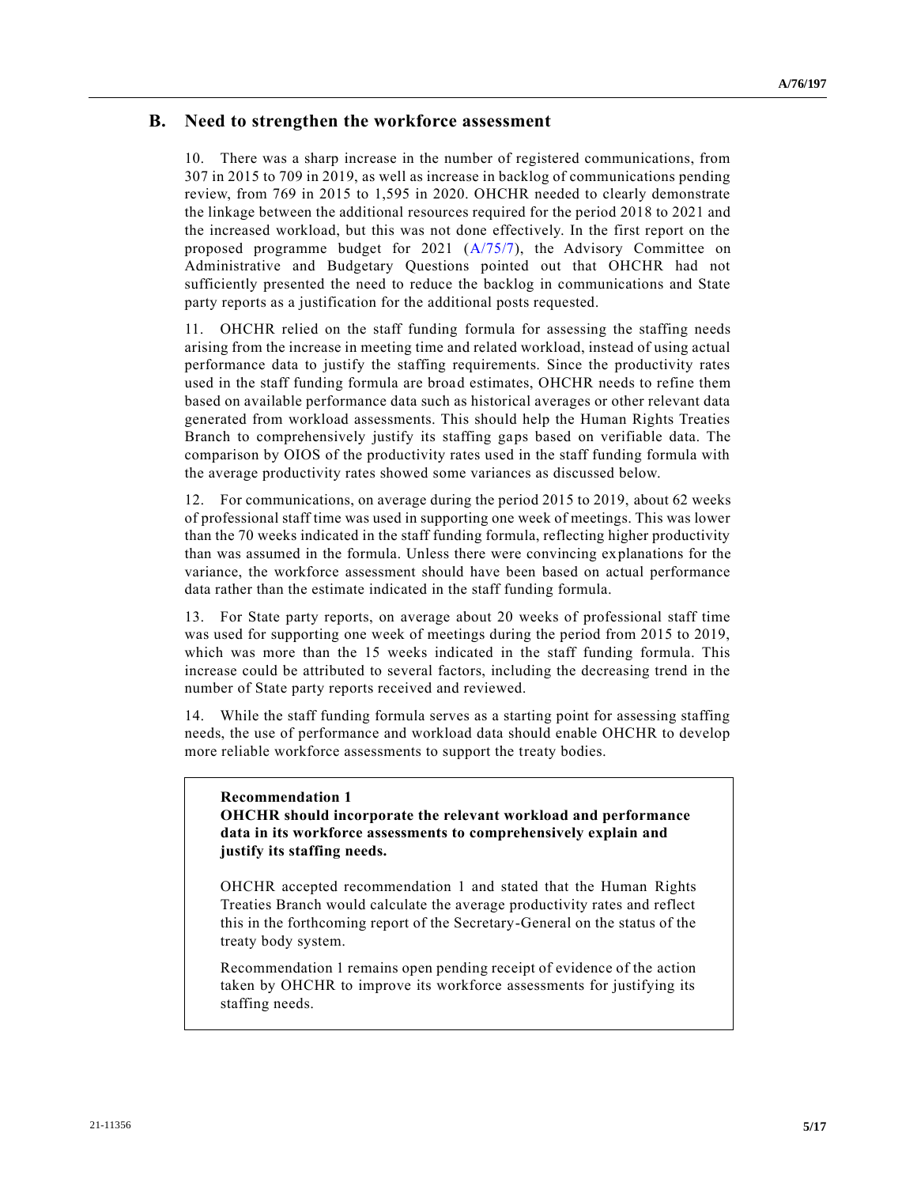## B. Need to strengthen the workforce assessment

10. There was a sharp increase in the number of registered communications, from 307 in 2015 to 709 in 2019, as well as increase in backlog of communications pending review, from 769 in 2015 to 1,595 in 2020. OHCHR needed to clearly demonstrate the linkage between the additional resources required for the period 2018 to 2021 and the increased workload, but this was not done effectively. In the first report on the proposed programme budget for 2021 (A/75/7), the Advisory Committee on Administrative and Budgetary Questions pointed out that OHCHR had not sufficiently presented the need to reduce the backlog in communications and State party reports as a justification for the additional posts requested.

11. OHCHR relied on the staff funding formula for assessing the staffing needs arising from the increase in meeting time and related workload, instead of using actual performance data to justify the staffing requirements. Since the productivity rates used in the staff funding formula are broad estimates, OHCHR needs to refine them based on available performance data such as historical averages or other relevant data generated from workload assessments. This should help the Human Rights Treaties Branch to comprehensively justify its staffing gaps based on verifiable data. The comparison by OIOS of the productivity rates used in the staff funding formula with the average productivity rates showed some variances as discussed below.

12. For communications, on average during the period 2015 to 2019, about 62 weeks of professional staff time was used in supporting one week of meetings. This was lower than the 70 weeks indicated in the staff funding formula, reflecting higher productivity than was assumed in the formula. Unless there were convincing explanations for the variance, the workforce assessment should have been based on actual performance data rather than the estimate indicated in the staff funding formula.

13. For State party reports, on average about 20 weeks of professional staff time was used for supporting one week of meetings during the period from 2015 to 2019, which was more than the 15 weeks indicated in the staff funding formula. This increase could be attributed to several factors, including the decreasing trend in the number of State party reports received and reviewed.

14. While the staff funding formula serves as a starting point for assessing staffing needs, the use of performance and workload data should enable OHCHR to develop more reliable workforce assessments to support the treaty bodies.

> **Recommendation 1**
>
> **OHCHR should incorporate the relevant workload and performance data in its workforce assessments to comprehensively explain and justify its staffing needs.**
>
> OHCHR accepted recommendation 1 and stated that the Human Rights Treaties Branch would calculate the average productivity rates and reflect this in the forthcoming report of the Secretary-General on the status of the treaty body system.
>
> Recommendation 1 remains open pending receipt of evidence of the action taken by OHCHR to improve its workforce assessments for justifying its staffing needs.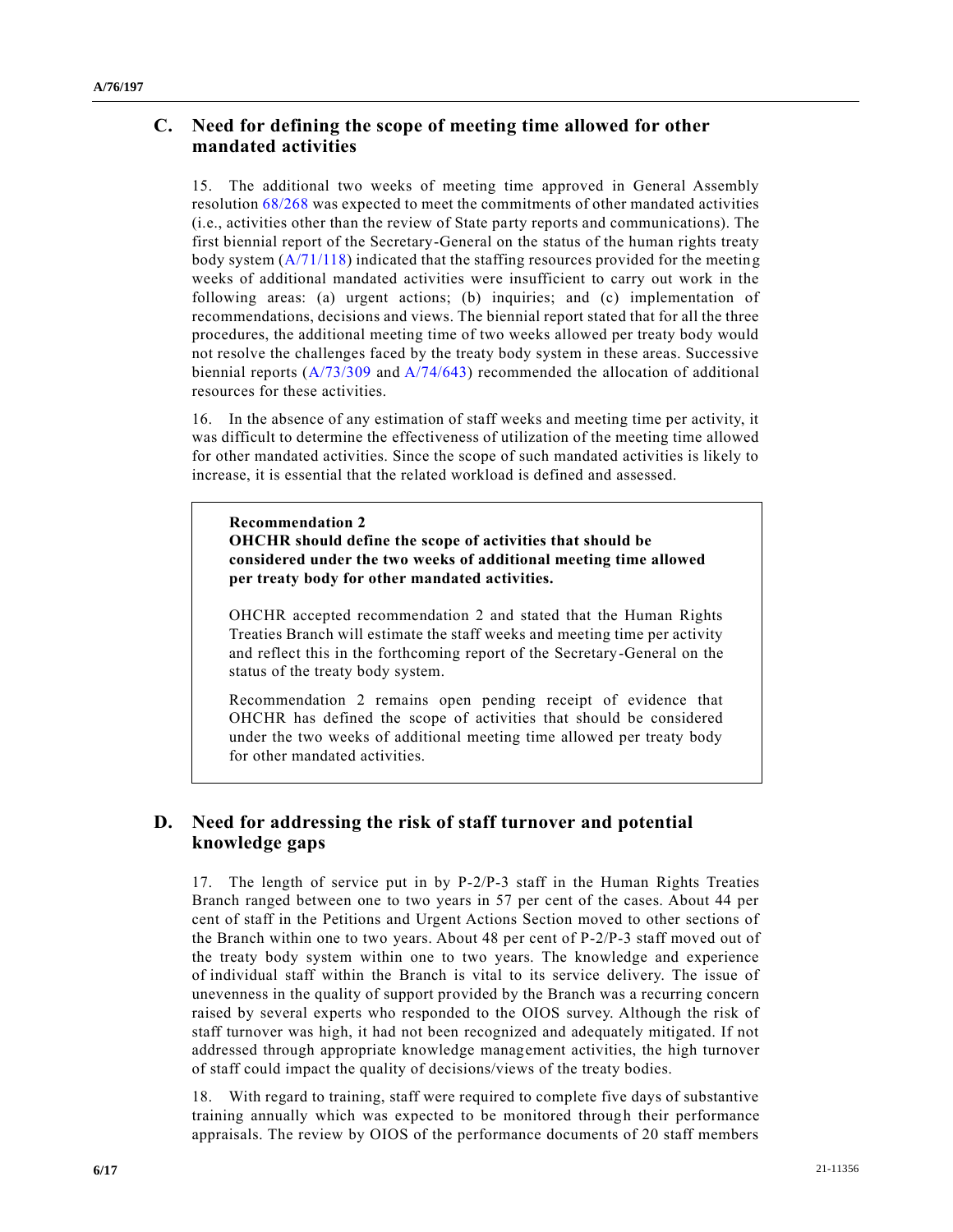## C. Need for defining the scope of meeting time allowed for other mandated activities

15. The additional two weeks of meeting time approved in General Assembly resolution 68/268 was expected to meet the commitments of other mandated activities (i.e., activities other than the review of State party reports and communications). The first biennial report of the Secretary-General on the status of the human rights treaty body system (A/71/118) indicated that the staffing resources provided for the meeting weeks of additional mandated activities were insufficient to carry out work in the following areas: (a) urgent actions; (b) inquiries; and (c) implementation of recommendations, decisions and views. The biennial report stated that for all the three procedures, the additional meeting time of two weeks allowed per treaty body would not resolve the challenges faced by the treaty body system in these areas. Successive biennial reports (A/73/309 and A/74/643) recommended the allocation of additional resources for these activities.

16. In the absence of any estimation of staff weeks and meeting time per activity, it was difficult to determine the effectiveness of utilization of the meeting time allowed for other mandated activities. Since the scope of such mandated activities is likely to increase, it is essential that the related workload is defined and assessed.

> **Recommendation 2**
>
> **OHCHR should define the scope of activities that should be considered under the two weeks of additional meeting time allowed per treaty body for other mandated activities.**
>
> OHCHR accepted recommendation 2 and stated that the Human Rights Treaties Branch will estimate the staff weeks and meeting time per activity and reflect this in the forthcoming report of the Secretary-General on the status of the treaty body system.
>
> Recommendation 2 remains open pending receipt of evidence that OHCHR has defined the scope of activities that should be considered under the two weeks of additional meeting time allowed per treaty body for other mandated activities.

## D. Need for addressing the risk of staff turnover and potential knowledge gaps

17. The length of service put in by P-2/P-3 staff in the Human Rights Treaties Branch ranged between one to two years in 57 per cent of the cases. About 44 per cent of staff in the Petitions and Urgent Actions Section moved to other sections of the Branch within one to two years. About 48 per cent of P-2/P-3 staff moved out of the treaty body system within one to two years. The knowledge and experience of individual staff within the Branch is vital to its service delivery. The issue of unevenness in the quality of support provided by the Branch was a recurring concern raised by several experts who responded to the OIOS survey. Although the risk of staff turnover was high, it had not been recognized and adequately mitigated. If not addressed through appropriate knowledge management activities, the high turnover of staff could impact the quality of decisions/views of the treaty bodies.

18. With regard to training, staff were required to complete five days of substantive training annually which was expected to be monitored through their performance appraisals. The review by OIOS of the performance documents of 20 staff members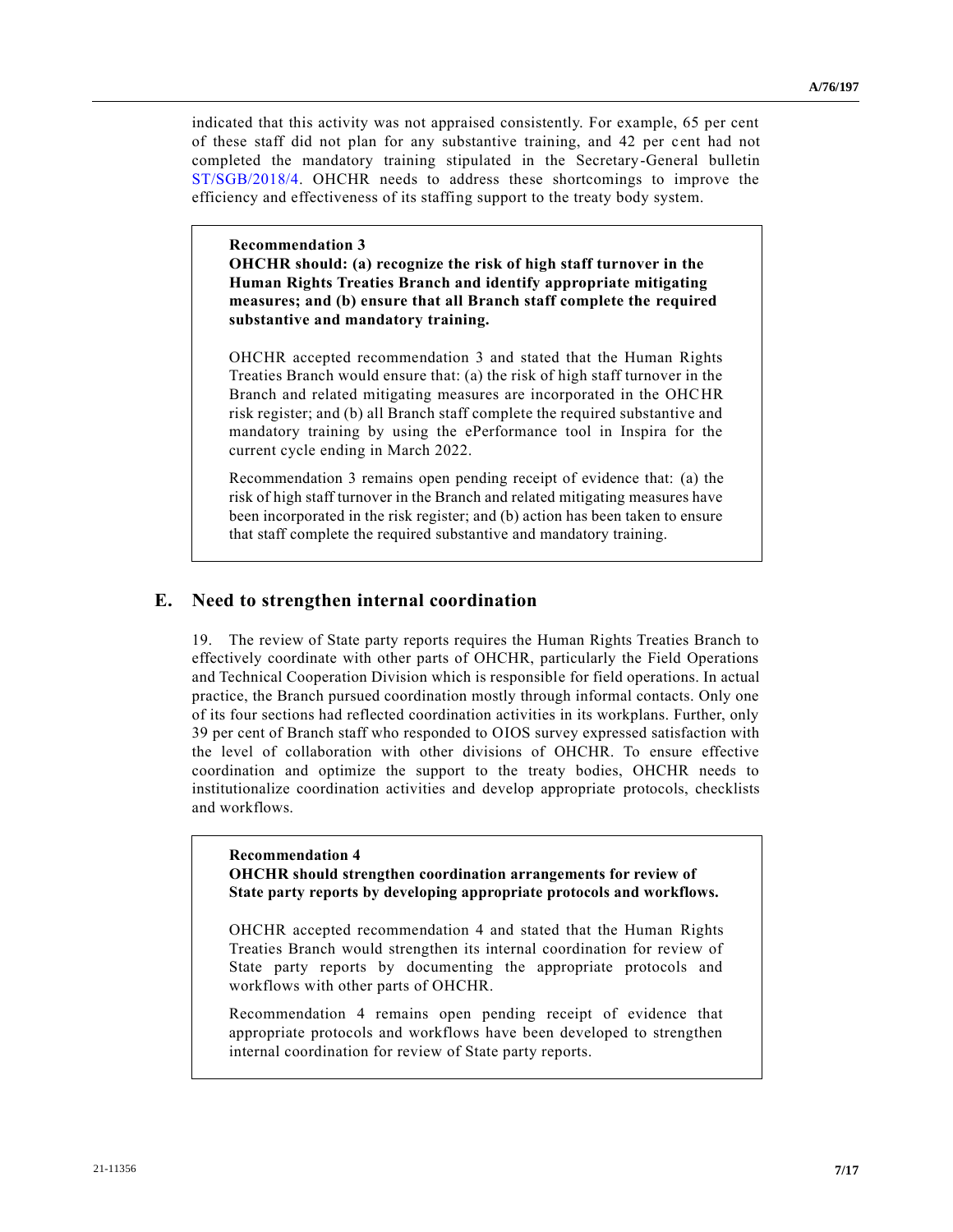indicated that this activity was not appraised consistently. For example, 65 per cent of these staff did not plan for any substantive training, and 42 per cent had not completed the mandatory training stipulated in the Secretary-General bulletin ST/SGB/2018/4. OHCHR needs to address these shortcomings to improve the efficiency and effectiveness of its staffing support to the treaty body system.

> **Recommendation 3**
>
> **OHCHR should: (a) recognize the risk of high staff turnover in the Human Rights Treaties Branch and identify appropriate mitigating measures; and (b) ensure that all Branch staff complete the required substantive and mandatory training.**
>
> OHCHR accepted recommendation 3 and stated that the Human Rights Treaties Branch would ensure that: (a) the risk of high staff turnover in the Branch and related mitigating measures are incorporated in the OHCHR risk register; and (b) all Branch staff complete the required substantive and mandatory training by using the ePerformance tool in Inspira for the current cycle ending in March 2022.
>
> Recommendation 3 remains open pending receipt of evidence that: (a) the risk of high staff turnover in the Branch and related mitigating measures have been incorporated in the risk register; and (b) action has been taken to ensure that staff complete the required substantive and mandatory training.

## E. Need to strengthen internal coordination

19. The review of State party reports requires the Human Rights Treaties Branch to effectively coordinate with other parts of OHCHR, particularly the Field Operations and Technical Cooperation Division which is responsible for field operations. In actual practice, the Branch pursued coordination mostly through informal contacts. Only one of its four sections had reflected coordination activities in its workplans. Further, only 39 per cent of Branch staff who responded to OIOS survey expressed satisfaction with the level of collaboration with other divisions of OHCHR. To ensure effective coordination and optimize the support to the treaty bodies, OHCHR needs to institutionalize coordination activities and develop appropriate protocols, checklists and workflows.

> **Recommendation 4**
>
> **OHCHR should strengthen coordination arrangements for review of State party reports by developing appropriate protocols and workflows.**
>
> OHCHR accepted recommendation 4 and stated that the Human Rights Treaties Branch would strengthen its internal coordination for review of State party reports by documenting the appropriate protocols and workflows with other parts of OHCHR.
>
> Recommendation 4 remains open pending receipt of evidence that appropriate protocols and workflows have been developed to strengthen internal coordination for review of State party reports.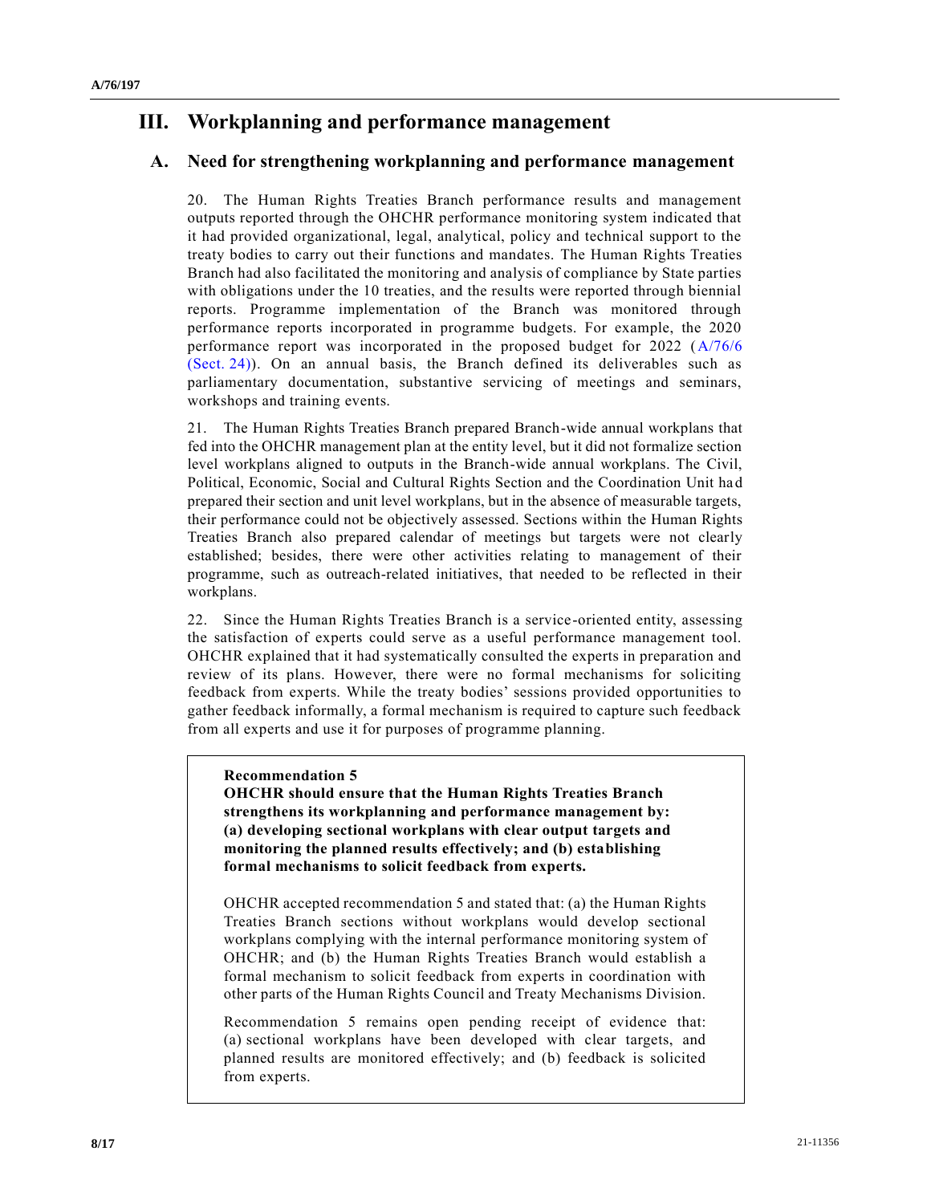# III. Workplanning and performance management

## A. Need for strengthening workplanning and performance management

20. The Human Rights Treaties Branch performance results and management outputs reported through the OHCHR performance monitoring system indicated that it had provided organizational, legal, analytical, policy and technical support to the treaty bodies to carry out their functions and mandates. The Human Rights Treaties Branch had also facilitated the monitoring and analysis of compliance by State parties with obligations under the 10 treaties, and the results were reported through biennial reports. Programme implementation of the Branch was monitored through performance reports incorporated in programme budgets. For example, the 2020 performance report was incorporated in the proposed budget for 2022 (A/76/6 (Sect. 24)). On an annual basis, the Branch defined its deliverables such as parliamentary documentation, substantive servicing of meetings and seminars, workshops and training events.

21. The Human Rights Treaties Branch prepared Branch-wide annual workplans that fed into the OHCHR management plan at the entity level, but it did not formalize section level workplans aligned to outputs in the Branch-wide annual workplans. The Civil, Political, Economic, Social and Cultural Rights Section and the Coordination Unit had prepared their section and unit level workplans, but in the absence of measurable targets, their performance could not be objectively assessed. Sections within the Human Rights Treaties Branch also prepared calendar of meetings but targets were not clearly established; besides, there were other activities relating to management of their programme, such as outreach-related initiatives, that needed to be reflected in their workplans.

22. Since the Human Rights Treaties Branch is a service-oriented entity, assessing the satisfaction of experts could serve as a useful performance management tool. OHCHR explained that it had systematically consulted the experts in preparation and review of its plans. However, there were no formal mechanisms for soliciting feedback from experts. While the treaty bodies' sessions provided opportunities to gather feedback informally, a formal mechanism is required to capture such feedback from all experts and use it for purposes of programme planning.

**Recommendation 5**
**OHCHR should ensure that the Human Rights Treaties Branch strengthens its workplanning and performance management by: (a) developing sectional workplans with clear output targets and monitoring the planned results effectively; and (b) establishing formal mechanisms to solicit feedback from experts.**

OHCHR accepted recommendation 5 and stated that: (a) the Human Rights Treaties Branch sections without workplans would develop sectional workplans complying with the internal performance monitoring system of OHCHR; and (b) the Human Rights Treaties Branch would establish a formal mechanism to solicit feedback from experts in coordination with other parts of the Human Rights Council and Treaty Mechanisms Division.

Recommendation 5 remains open pending receipt of evidence that: (a) sectional workplans have been developed with clear targets, and planned results are monitored effectively; and (b) feedback is solicited from experts.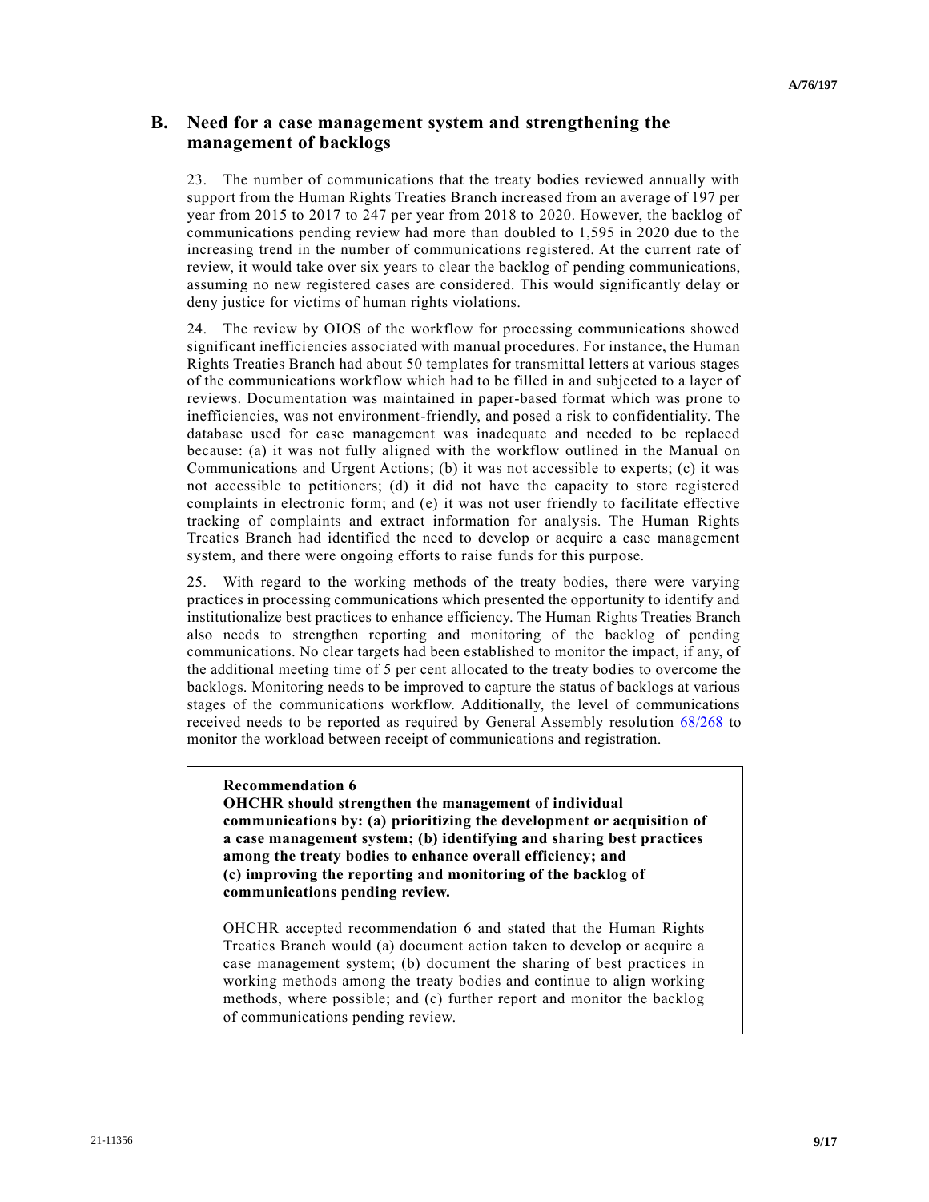## B. Need for a case management system and strengthening the management of backlogs

23. The number of communications that the treaty bodies reviewed annually with support from the Human Rights Treaties Branch increased from an average of 197 per year from 2015 to 2017 to 247 per year from 2018 to 2020. However, the backlog of communications pending review had more than doubled to 1,595 in 2020 due to the increasing trend in the number of communications registered. At the current rate of review, it would take over six years to clear the backlog of pending communications, assuming no new registered cases are considered. This would significantly delay or deny justice for victims of human rights violations.

24. The review by OIOS of the workflow for processing communications showed significant inefficiencies associated with manual procedures. For instance, the Human Rights Treaties Branch had about 50 templates for transmittal letters at various stages of the communications workflow which had to be filled in and subjected to a layer of reviews. Documentation was maintained in paper-based format which was prone to inefficiencies, was not environment-friendly, and posed a risk to confidentiality. The database used for case management was inadequate and needed to be replaced because: (a) it was not fully aligned with the workflow outlined in the Manual on Communications and Urgent Actions; (b) it was not accessible to experts; (c) it was not accessible to petitioners; (d) it did not have the capacity to store registered complaints in electronic form; and (e) it was not user friendly to facilitate effective tracking of complaints and extract information for analysis. The Human Rights Treaties Branch had identified the need to develop or acquire a case management system, and there were ongoing efforts to raise funds for this purpose.

25. With regard to the working methods of the treaty bodies, there were varying practices in processing communications which presented the opportunity to identify and institutionalize best practices to enhance efficiency. The Human Rights Treaties Branch also needs to strengthen reporting and monitoring of the backlog of pending communications. No clear targets had been established to monitor the impact, if any, of the additional meeting time of 5 per cent allocated to the treaty bodies to overcome the backlogs. Monitoring needs to be improved to capture the status of backlogs at various stages of the communications workflow. Additionally, the level of communications received needs to be reported as required by General Assembly resolution 68/268 to monitor the workload between receipt of communications and registration.

> **Recommendation 6**
>
> **OHCHR should strengthen the management of individual communications by: (a) prioritizing the development or acquisition of a case management system; (b) identifying and sharing best practices among the treaty bodies to enhance overall efficiency; and (c) improving the reporting and monitoring of the backlog of communications pending review.**
>
> OHCHR accepted recommendation 6 and stated that the Human Rights Treaties Branch would (a) document action taken to develop or acquire a case management system; (b) document the sharing of best practices in working methods among the treaty bodies and continue to align working methods, where possible; and (c) further report and monitor the backlog of communications pending review.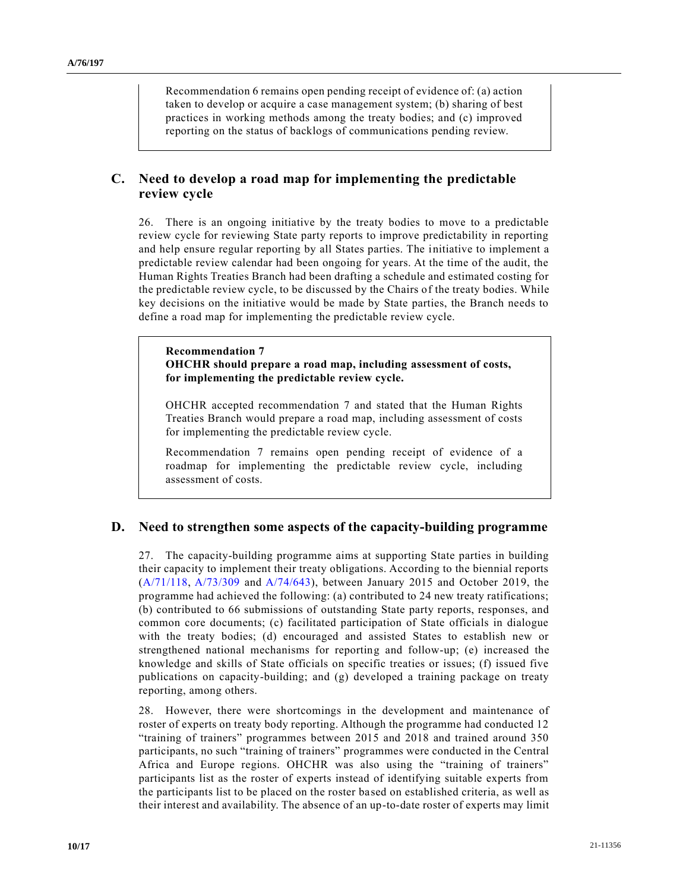Recommendation 6 remains open pending receipt of evidence of: (a) action taken to develop or acquire a case management system; (b) sharing of best practices in working methods among the treaty bodies; and (c) improved reporting on the status of backlogs of communications pending review.

## C. Need to develop a road map for implementing the predictable review cycle

26. There is an ongoing initiative by the treaty bodies to move to a predictable review cycle for reviewing State party reports to improve predictability in reporting and help ensure regular reporting by all States parties. The initiative to implement a predictable review calendar had been ongoing for years. At the time of the audit, the Human Rights Treaties Branch had been drafting a schedule and estimated costing for the predictable review cycle, to be discussed by the Chairs of the treaty bodies. While key decisions on the initiative would be made by State parties, the Branch needs to define a road map for implementing the predictable review cycle.

**Recommendation 7**
**OHCHR should prepare a road map, including assessment of costs, for implementing the predictable review cycle.**

OHCHR accepted recommendation 7 and stated that the Human Rights Treaties Branch would prepare a road map, including assessment of costs for implementing the predictable review cycle.

Recommendation 7 remains open pending receipt of evidence of a roadmap for implementing the predictable review cycle, including assessment of costs.

## D. Need to strengthen some aspects of the capacity-building programme

27. The capacity-building programme aims at supporting State parties in building their capacity to implement their treaty obligations. According to the biennial reports (A/71/118, A/73/309 and A/74/643), between January 2015 and October 2019, the programme had achieved the following: (a) contributed to 24 new treaty ratifications; (b) contributed to 66 submissions of outstanding State party reports, responses, and common core documents; (c) facilitated participation of State officials in dialogue with the treaty bodies; (d) encouraged and assisted States to establish new or strengthened national mechanisms for reporting and follow-up; (e) increased the knowledge and skills of State officials on specific treaties or issues; (f) issued five publications on capacity-building; and (g) developed a training package on treaty reporting, among others.

28. However, there were shortcomings in the development and maintenance of roster of experts on treaty body reporting. Although the programme had conducted 12 "training of trainers" programmes between 2015 and 2018 and trained around 350 participants, no such "training of trainers" programmes were conducted in the Central Africa and Europe regions. OHCHR was also using the "training of trainers" participants list as the roster of experts instead of identifying suitable experts from the participants list to be placed on the roster based on established criteria, as well as their interest and availability. The absence of an up-to-date roster of experts may limit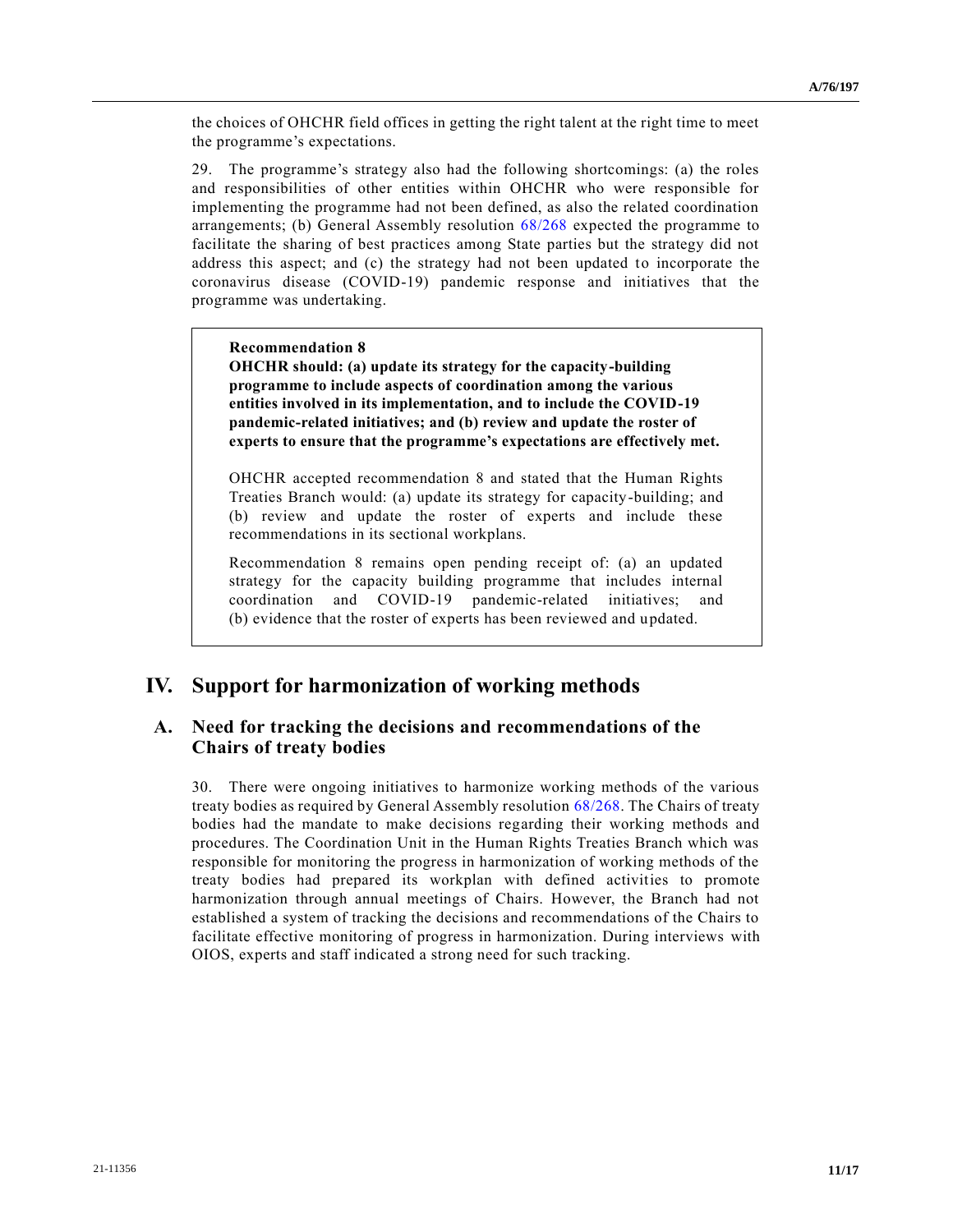the choices of OHCHR field offices in getting the right talent at the right time to meet the programme's expectations.

29. The programme's strategy also had the following shortcomings: (a) the roles and responsibilities of other entities within OHCHR who were responsible for implementing the programme had not been defined, as also the related coordination arrangements; (b) General Assembly resolution 68/268 expected the programme to facilitate the sharing of best practices among State parties but the strategy did not address this aspect; and (c) the strategy had not been updated to incorporate the coronavirus disease (COVID-19) pandemic response and initiatives that the programme was undertaking.

> **Recommendation 8**
>
> **OHCHR should: (a) update its strategy for the capacity-building programme to include aspects of coordination among the various entities involved in its implementation, and to include the COVID-19 pandemic-related initiatives; and (b) review and update the roster of experts to ensure that the programme's expectations are effectively met.**
>
> OHCHR accepted recommendation 8 and stated that the Human Rights Treaties Branch would: (a) update its strategy for capacity-building; and (b) review and update the roster of experts and include these recommendations in its sectional workplans.
>
> Recommendation 8 remains open pending receipt of: (a) an updated strategy for the capacity building programme that includes internal coordination and COVID-19 pandemic-related initiatives; and (b) evidence that the roster of experts has been reviewed and updated.

# IV. Support for harmonization of working methods

## A. Need for tracking the decisions and recommendations of the Chairs of treaty bodies

30. There were ongoing initiatives to harmonize working methods of the various treaty bodies as required by General Assembly resolution 68/268. The Chairs of treaty bodies had the mandate to make decisions regarding their working methods and procedures. The Coordination Unit in the Human Rights Treaties Branch which was responsible for monitoring the progress in harmonization of working methods of the treaty bodies had prepared its workplan with defined activities to promote harmonization through annual meetings of Chairs. However, the Branch had not established a system of tracking the decisions and recommendations of the Chairs to facilitate effective monitoring of progress in harmonization. During interviews with OIOS, experts and staff indicated a strong need for such tracking.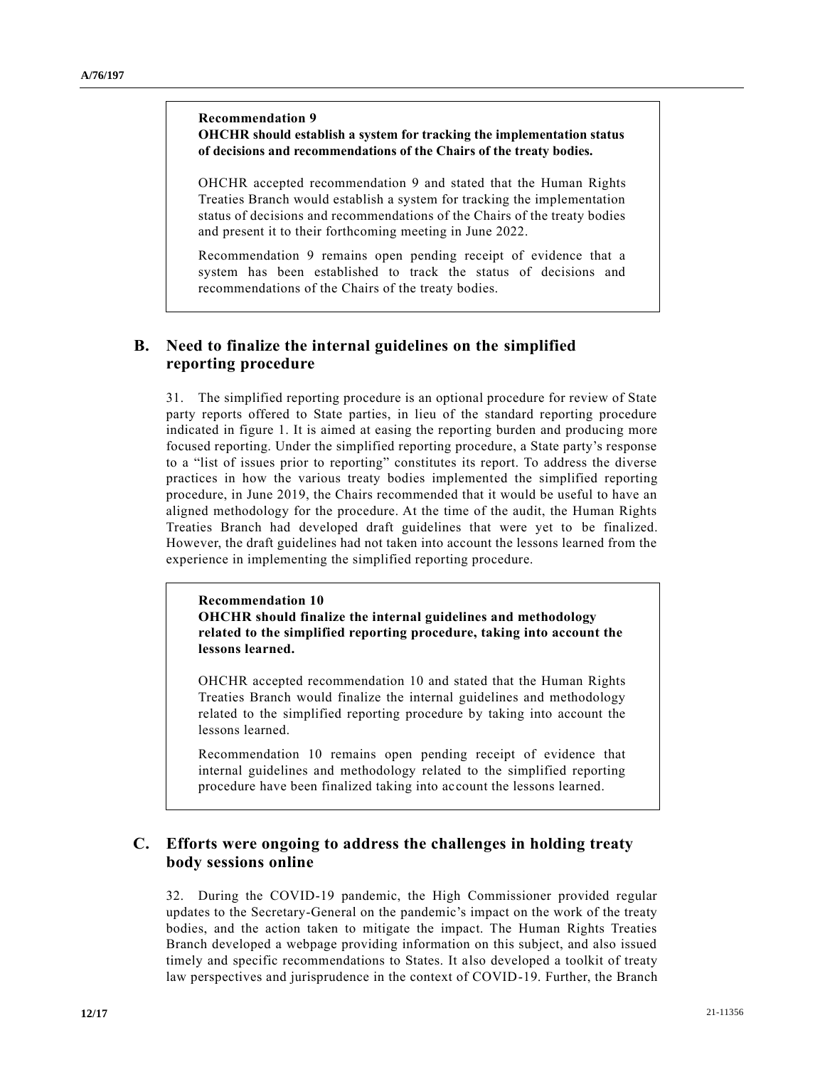**Recommendation 9**
**OHCHR should establish a system for tracking the implementation status of decisions and recommendations of the Chairs of the treaty bodies.**

OHCHR accepted recommendation 9 and stated that the Human Rights Treaties Branch would establish a system for tracking the implementation status of decisions and recommendations of the Chairs of the treaty bodies and present it to their forthcoming meeting in June 2022.

Recommendation 9 remains open pending receipt of evidence that a system has been established to track the status of decisions and recommendations of the Chairs of the treaty bodies.

## B. Need to finalize the internal guidelines on the simplified reporting procedure

31. The simplified reporting procedure is an optional procedure for review of State party reports offered to State parties, in lieu of the standard reporting procedure indicated in figure 1. It is aimed at easing the reporting burden and producing more focused reporting. Under the simplified reporting procedure, a State party's response to a "list of issues prior to reporting" constitutes its report. To address the diverse practices in how the various treaty bodies implemented the simplified reporting procedure, in June 2019, the Chairs recommended that it would be useful to have an aligned methodology for the procedure. At the time of the audit, the Human Rights Treaties Branch had developed draft guidelines that were yet to be finalized. However, the draft guidelines had not taken into account the lessons learned from the experience in implementing the simplified reporting procedure.

**Recommendation 10**
**OHCHR should finalize the internal guidelines and methodology related to the simplified reporting procedure, taking into account the lessons learned.**

OHCHR accepted recommendation 10 and stated that the Human Rights Treaties Branch would finalize the internal guidelines and methodology related to the simplified reporting procedure by taking into account the lessons learned.

Recommendation 10 remains open pending receipt of evidence that internal guidelines and methodology related to the simplified reporting procedure have been finalized taking into account the lessons learned.

## C. Efforts were ongoing to address the challenges in holding treaty body sessions online

32. During the COVID-19 pandemic, the High Commissioner provided regular updates to the Secretary-General on the pandemic's impact on the work of the treaty bodies, and the action taken to mitigate the impact. The Human Rights Treaties Branch developed a webpage providing information on this subject, and also issued timely and specific recommendations to States. It also developed a toolkit of treaty law perspectives and jurisprudence in the context of COVID-19. Further, the Branch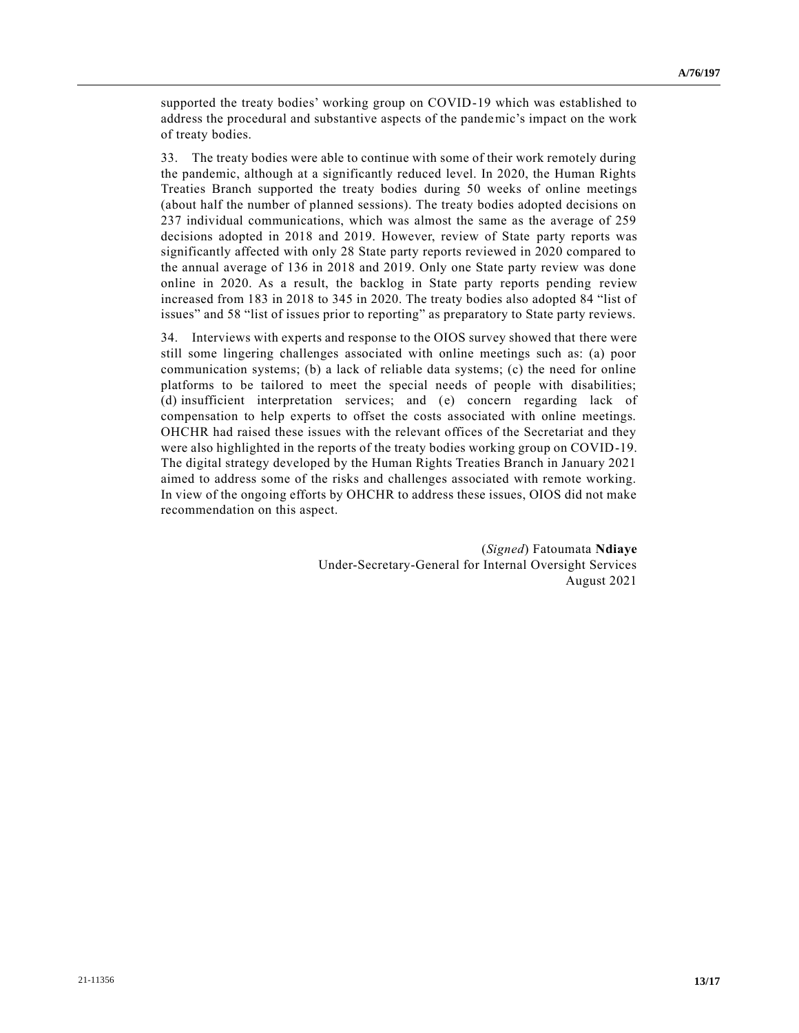supported the treaty bodies' working group on COVID-19 which was established to address the procedural and substantive aspects of the pandemic's impact on the work of treaty bodies.

33. The treaty bodies were able to continue with some of their work remotely during the pandemic, although at a significantly reduced level. In 2020, the Human Rights Treaties Branch supported the treaty bodies during 50 weeks of online meetings (about half the number of planned sessions). The treaty bodies adopted decisions on 237 individual communications, which was almost the same as the average of 259 decisions adopted in 2018 and 2019. However, review of State party reports was significantly affected with only 28 State party reports reviewed in 2020 compared to the annual average of 136 in 2018 and 2019. Only one State party review was done online in 2020. As a result, the backlog in State party reports pending review increased from 183 in 2018 to 345 in 2020. The treaty bodies also adopted 84 "list of issues" and 58 "list of issues prior to reporting" as preparatory to State party reviews.

34. Interviews with experts and response to the OIOS survey showed that there were still some lingering challenges associated with online meetings such as: (a) poor communication systems; (b) a lack of reliable data systems; (c) the need for online platforms to be tailored to meet the special needs of people with disabilities; (d) insufficient interpretation services; and (e) concern regarding lack of compensation to help experts to offset the costs associated with online meetings. OHCHR had raised these issues with the relevant offices of the Secretariat and they were also highlighted in the reports of the treaty bodies working group on COVID-19. The digital strategy developed by the Human Rights Treaties Branch in January 2021 aimed to address some of the risks and challenges associated with remote working. In view of the ongoing efforts by OHCHR to address these issues, OIOS did not make recommendation on this aspect.

(*Signed*) Fatoumata **Ndiaye**
Under-Secretary-General for Internal Oversight Services
August 2021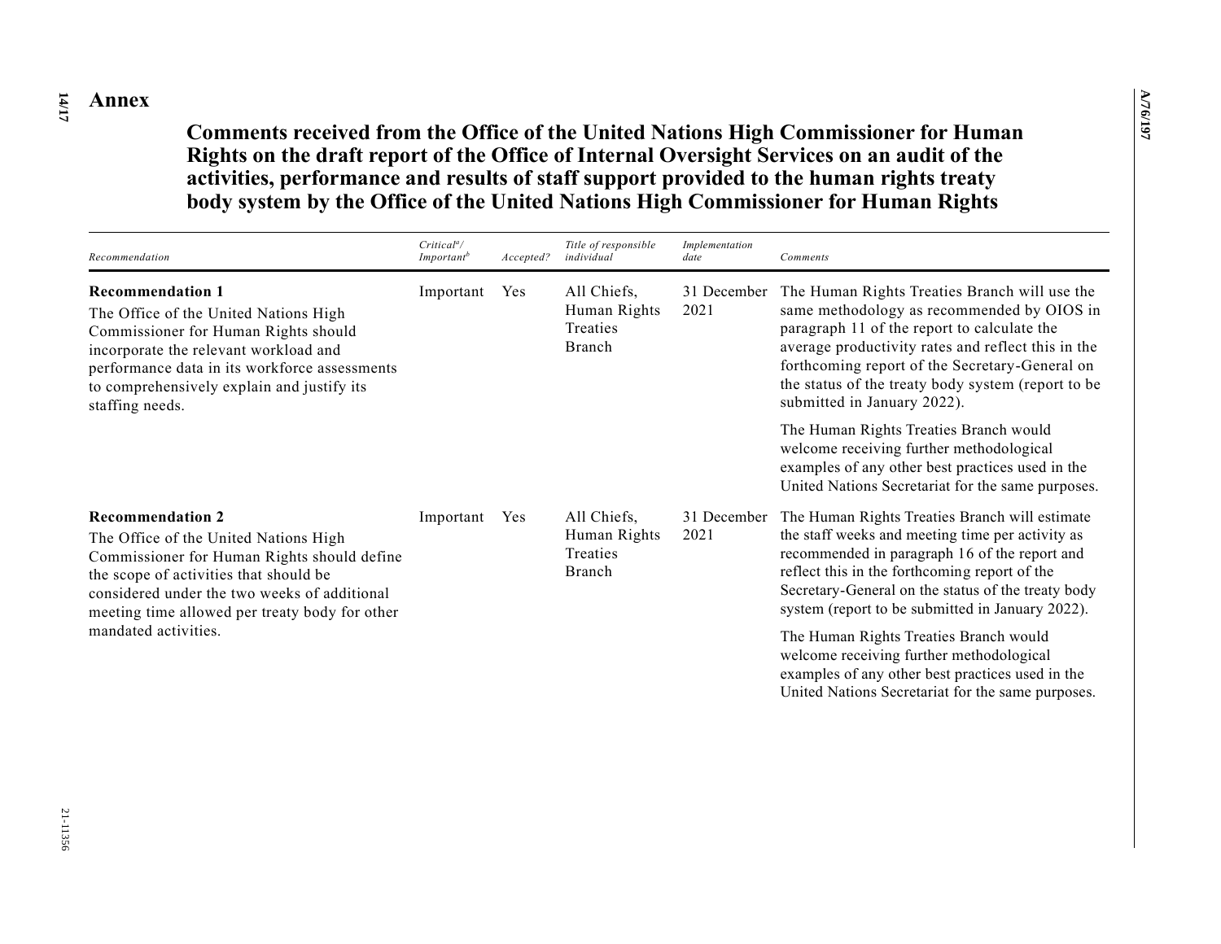## Annex

### Comments received from the Office of the United Nations High Commissioner for Human Rights on the draft report of the Office of Internal Oversight Services on an audit of the activities, performance and results of staff support provided to the human rights treaty body system by the Office of the United Nations High Commissioner for Human Rights

| *Recommendation* | *Critical[a]/ Important[b]* | *Accepted?* | *Title of responsible individual* | *Implementation date* | *Comments* |
|---|---|---|---|---|---|
| **Recommendation 1**<br>The Office of the United Nations High Commissioner for Human Rights should incorporate the relevant workload and performance data in its workforce assessments to comprehensively explain and justify its staffing needs. | Important | Yes | All Chiefs, Human Rights Treaties Branch | 31 December 2021 | The Human Rights Treaties Branch will use the same methodology as recommended by OIOS in paragraph 11 of the report to calculate the average productivity rates and reflect this in the forthcoming report of the Secretary-General on the status of the treaty body system (report to be submitted in January 2022).<br><br>The Human Rights Treaties Branch would welcome receiving further methodological examples of any other best practices used in the United Nations Secretariat for the same purposes. |
| **Recommendation 2**<br>The Office of the United Nations High Commissioner for Human Rights should define the scope of activities that should be considered under the two weeks of additional meeting time allowed per treaty body for other mandated activities. | Important | Yes | All Chiefs, Human Rights Treaties Branch | 31 December 2021 | The Human Rights Treaties Branch will estimate the staff weeks and meeting time per activity as recommended in paragraph 16 of the report and reflect this in the forthcoming report of the Secretary-General on the status of the treaty body system (report to be submitted in January 2022).<br><br>The Human Rights Treaties Branch would welcome receiving further methodological examples of any other best practices used in the United Nations Secretariat for the same purposes. |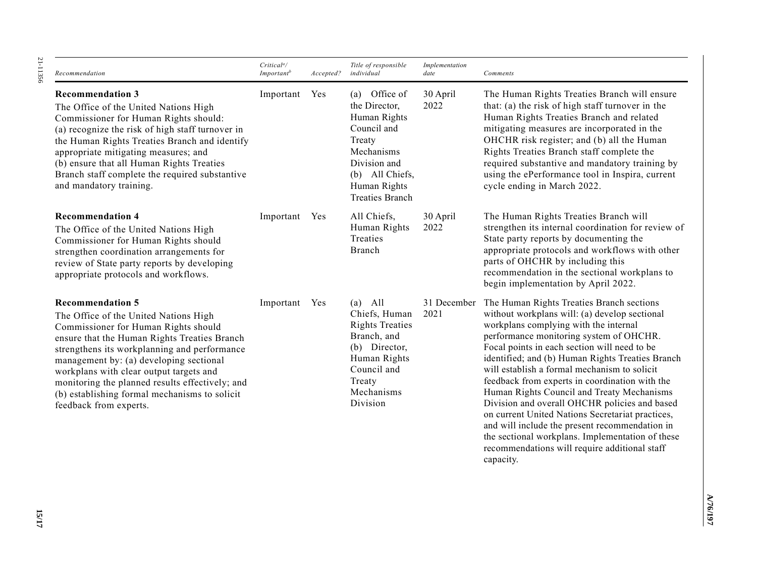| Recommendation | Critical[a]/ Important[b] | Accepted? | Title of responsible individual | Implementation date | Comments |
|---|---|---|---|---|---|
| **Recommendation 3** The Office of the United Nations High Commissioner for Human Rights should: (a) recognize the risk of high staff turnover in the Human Rights Treaties Branch and identify appropriate mitigating measures; and (b) ensure that all Human Rights Treaties Branch staff complete the required substantive and mandatory training. | Important | Yes | (a) Office of the Director, Human Rights Council and Treaty Mechanisms Division and (b) All Chiefs, Human Rights Treaties Branch | 30 April 2022 | The Human Rights Treaties Branch will ensure that: (a) the risk of high staff turnover in the Human Rights Treaties Branch and related mitigating measures are incorporated in the OHCHR risk register; and (b) all the Human Rights Treaties Branch staff complete the required substantive and mandatory training by using the ePerformance tool in Inspira, current cycle ending in March 2022. |
| **Recommendation 4** The Office of the United Nations High Commissioner for Human Rights should strengthen coordination arrangements for review of State party reports by developing appropriate protocols and workflows. | Important | Yes | All Chiefs, Human Rights Treaties Branch | 30 April 2022 | The Human Rights Treaties Branch will strengthen its internal coordination for review of State party reports by documenting the appropriate protocols and workflows with other parts of OHCHR by including this recommendation in the sectional workplans to begin implementation by April 2022. |
| **Recommendation 5** The Office of the United Nations High Commissioner for Human Rights should ensure that the Human Rights Treaties Branch strengthens its workplanning and performance management by: (a) developing sectional workplans with clear output targets and monitoring the planned results effectively; and (b) establishing formal mechanisms to solicit feedback from experts. | Important | Yes | (a) All Chiefs, Human Rights Treaties Branch, and (b) Director, Human Rights Council and Treaty Mechanisms Division | 31 December 2021 | The Human Rights Treaties Branch sections without workplans will: (a) develop sectional workplans complying with the internal performance monitoring system of OHCHR. Focal points in each section will need to be identified; and (b) Human Rights Treaties Branch will establish a formal mechanism to solicit feedback from experts in coordination with the Human Rights Council and Treaty Mechanisms Division and overall OHCHR policies and based on current United Nations Secretariat practices, and will include the present recommendation in the sectional workplans. Implementation of these recommendations will require additional staff capacity. |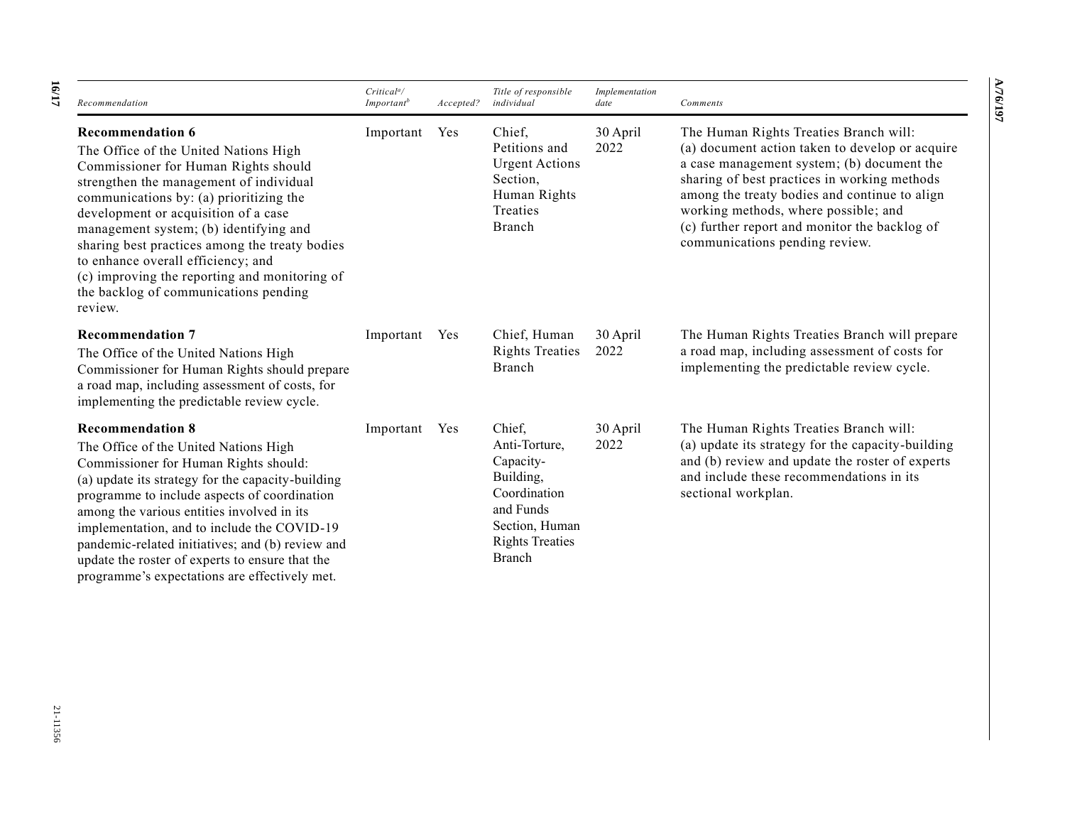| Recommendation | Critical[a]/ Important[b] | Accepted? | Title of responsible individual | Implementation date | Comments |
|---|---|---|---|---|---|
| **Recommendation 6** The Office of the United Nations High Commissioner for Human Rights should strengthen the management of individual communications by: (a) prioritizing the development or acquisition of a case management system; (b) identifying and sharing best practices among the treaty bodies to enhance overall efficiency; and (c) improving the reporting and monitoring of the backlog of communications pending review. | Important | Yes | Chief, Petitions and Urgent Actions Section, Human Rights Treaties Branch | 30 April 2022 | The Human Rights Treaties Branch will: (a) document action taken to develop or acquire a case management system; (b) document the sharing of best practices in working methods among the treaty bodies and continue to align working methods, where possible; and (c) further report and monitor the backlog of communications pending review. |
| **Recommendation 7** The Office of the United Nations High Commissioner for Human Rights should prepare a road map, including assessment of costs, for implementing the predictable review cycle. | Important | Yes | Chief, Human Rights Treaties Branch | 30 April 2022 | The Human Rights Treaties Branch will prepare a road map, including assessment of costs for implementing the predictable review cycle. |
| **Recommendation 8** The Office of the United Nations High Commissioner for Human Rights should: (a) update its strategy for the capacity-building programme to include aspects of coordination among the various entities involved in its implementation, and to include the COVID-19 pandemic-related initiatives; and (b) review and update the roster of experts to ensure that the programme's expectations are effectively met. | Important | Yes | Chief, Anti-Torture, Capacity-Building, Coordination and Funds Section, Human Rights Treaties Branch | 30 April 2022 | The Human Rights Treaties Branch will: (a) update its strategy for the capacity-building and (b) review and update the roster of experts and include these recommendations in its sectional workplan. |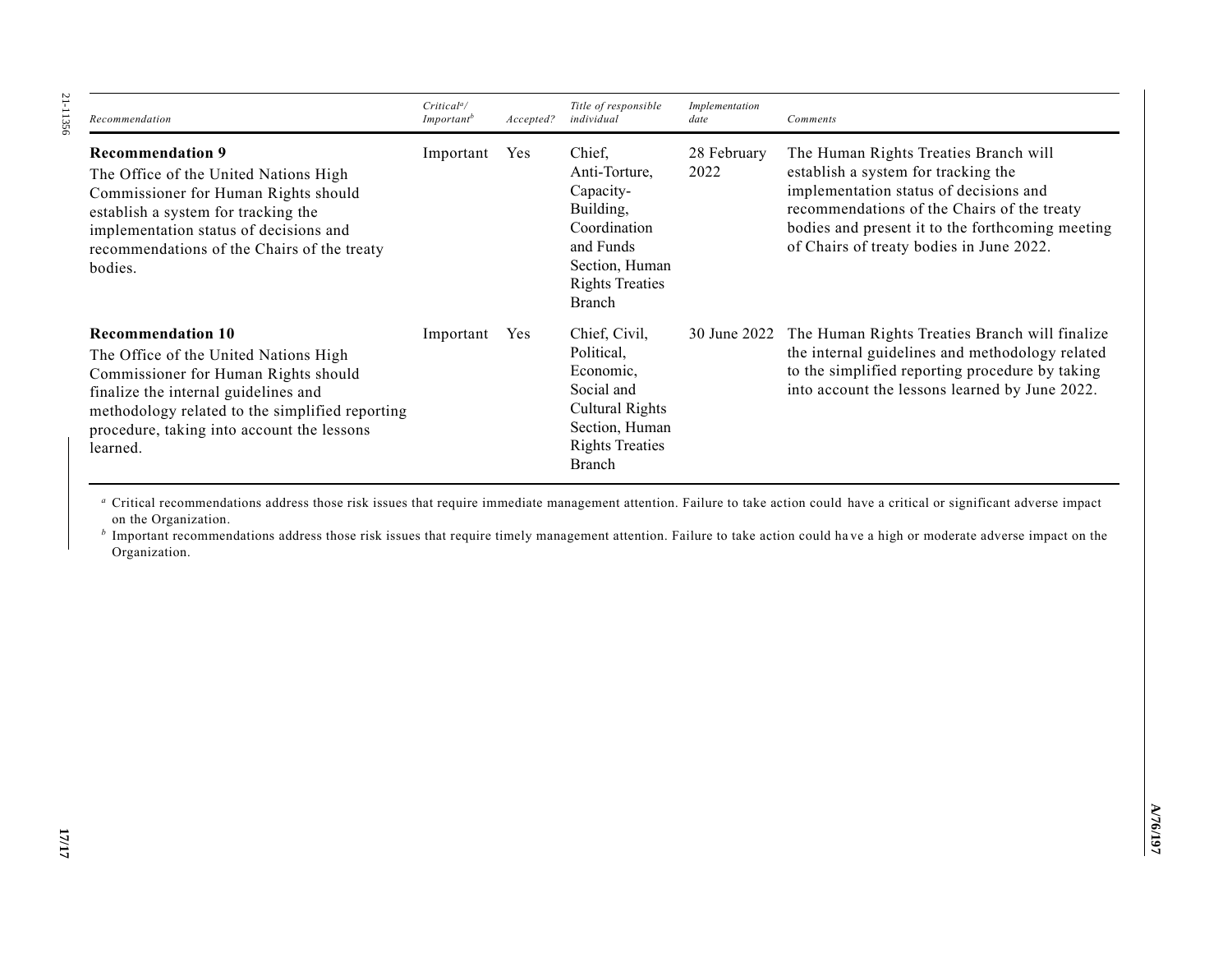| Recommendation | Critical[a]/ Important[b] | Accepted? | Title of responsible individual | Implementation date | Comments |
| --- | --- | --- | --- | --- | --- |
| **Recommendation 9** The Office of the United Nations High Commissioner for Human Rights should establish a system for tracking the implementation status of decisions and recommendations of the Chairs of the treaty bodies. | Important | Yes | Chief, Anti-Torture, Capacity-Building, Coordination and Funds Section, Human Rights Treaties Branch | 28 February 2022 | The Human Rights Treaties Branch will establish a system for tracking the implementation status of decisions and recommendations of the Chairs of the treaty bodies and present it to the forthcoming meeting of Chairs of treaty bodies in June 2022. |
| **Recommendation 10** The Office of the United Nations High Commissioner for Human Rights should finalize the internal guidelines and methodology related to the simplified reporting procedure, taking into account the lessons learned. | Important | Yes | Chief, Civil, Political, Economic, Social and Cultural Rights Section, Human Rights Treaties Branch | 30 June 2022 | The Human Rights Treaties Branch will finalize the internal guidelines and methodology related to the simplified reporting procedure by taking into account the lessons learned by June 2022. |

[a] Critical recommendations address those risk issues that require immediate management attention. Failure to take action could have a critical or significant adverse impact on the Organization.

[b] Important recommendations address those risk issues that require timely management attention. Failure to take action could have a high or moderate adverse impact on the Organization.